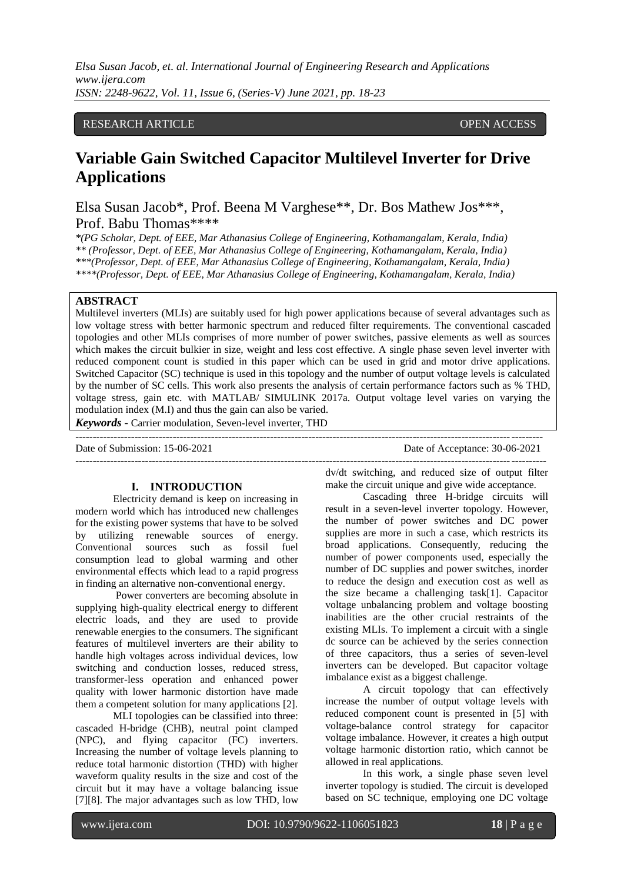RESEARCH ARTICLE OPEN ACCESS

# Variable Gain Switched Capacitor Multilevel Inverter for Drive Applications

Elsa Susan Jacob*, Prof. Beena M Varghese**, Dr. Bos Mathew Jos***, Prof. Babu Thomas****

*\*(PG Scholar, Dept. of EEE, Mar Athanasius College of Engineering, Kothamangalam, Kerala, India)*
*\*\* (Professor, Dept. of EEE, Mar Athanasius College of Engineering, Kothamangalam, Kerala, India)*
*\*\*\*(Professor, Dept. of EEE, Mar Athanasius College of Engineering, Kothamangalam, Kerala, India)*
*\*\*\*\*(Professor, Dept. of EEE, Mar Athanasius College of Engineering, Kothamangalam, Kerala, India)*

## ABSTRACT

Multilevel inverters (MLIs) are suitably used for high power applications because of several advantages such as low voltage stress with better harmonic spectrum and reduced filter requirements. The conventional cascaded topologies and other MLIs comprises of more number of power switches, passive elements as well as sources which makes the circuit bulkier in size, weight and less cost effective. A single phase seven level inverter with reduced component count is studied in this paper which can be used in grid and motor drive applications. Switched Capacitor (SC) technique is used in this topology and the number of output voltage levels is calculated by the number of SC cells. This work also presents the analysis of certain performance factors such as % THD, voltage stress, gain etc. with MATLAB/ SIMULINK 2017a. Output voltage level varies on varying the modulation index (M.I) and thus the gain can also be varied.

***Keywords*** **-** Carrier modulation, Seven-level inverter, THD

Date of Submission: 15-06-2021 Date of Acceptance: 30-06-2021

## I. INTRODUCTION

Electricity demand is keep on increasing in modern world which has introduced new challenges for the existing power systems that have to be solved by utilizing renewable sources of energy. Conventional sources such as fossil fuel consumption lead to global warming and other environmental effects which lead to a rapid progress in finding an alternative non-conventional energy.

Power converters are becoming absolute in supplying high-quality electrical energy to different electric loads, and they are used to provide renewable energies to the consumers. The significant features of multilevel inverters are their ability to handle high voltages across individual devices, low switching and conduction losses, reduced stress, transformer-less operation and enhanced power quality with lower harmonic distortion have made them a competent solution for many applications [2].

MLI topologies can be classified into three: cascaded H-bridge (CHB), neutral point clamped (NPC), and flying capacitor (FC) inverters. Increasing the number of voltage levels planning to reduce total harmonic distortion (THD) with higher waveform quality results in the size and cost of the circuit but it may have a voltage balancing issue [7][8]. The major advantages such as low THD, low dv/dt switching, and reduced size of output filter make the circuit unique and give wide acceptance.

Cascading three H-bridge circuits will result in a seven-level inverter topology. However, the number of power switches and DC power supplies are more in such a case, which restricts its broad applications. Consequently, reducing the number of power components used, especially the number of DC supplies and power switches, inorder to reduce the design and execution cost as well as the size became a challenging task[1]. Capacitor voltage unbalancing problem and voltage boosting inabilities are the other crucial restraints of the existing MLIs. To implement a circuit with a single dc source can be achieved by the series connection of three capacitors, thus a series of seven-level inverters can be developed. But capacitor voltage imbalance exist as a biggest challenge.

A circuit topology that can effectively increase the number of output voltage levels with reduced component count is presented in [5] with voltage-balance control strategy for capacitor voltage imbalance. However, it creates a high output voltage harmonic distortion ratio, which cannot be allowed in real applications.

In this work, a single phase seven level inverter topology is studied. The circuit is developed based on SC technique, employing one DC voltage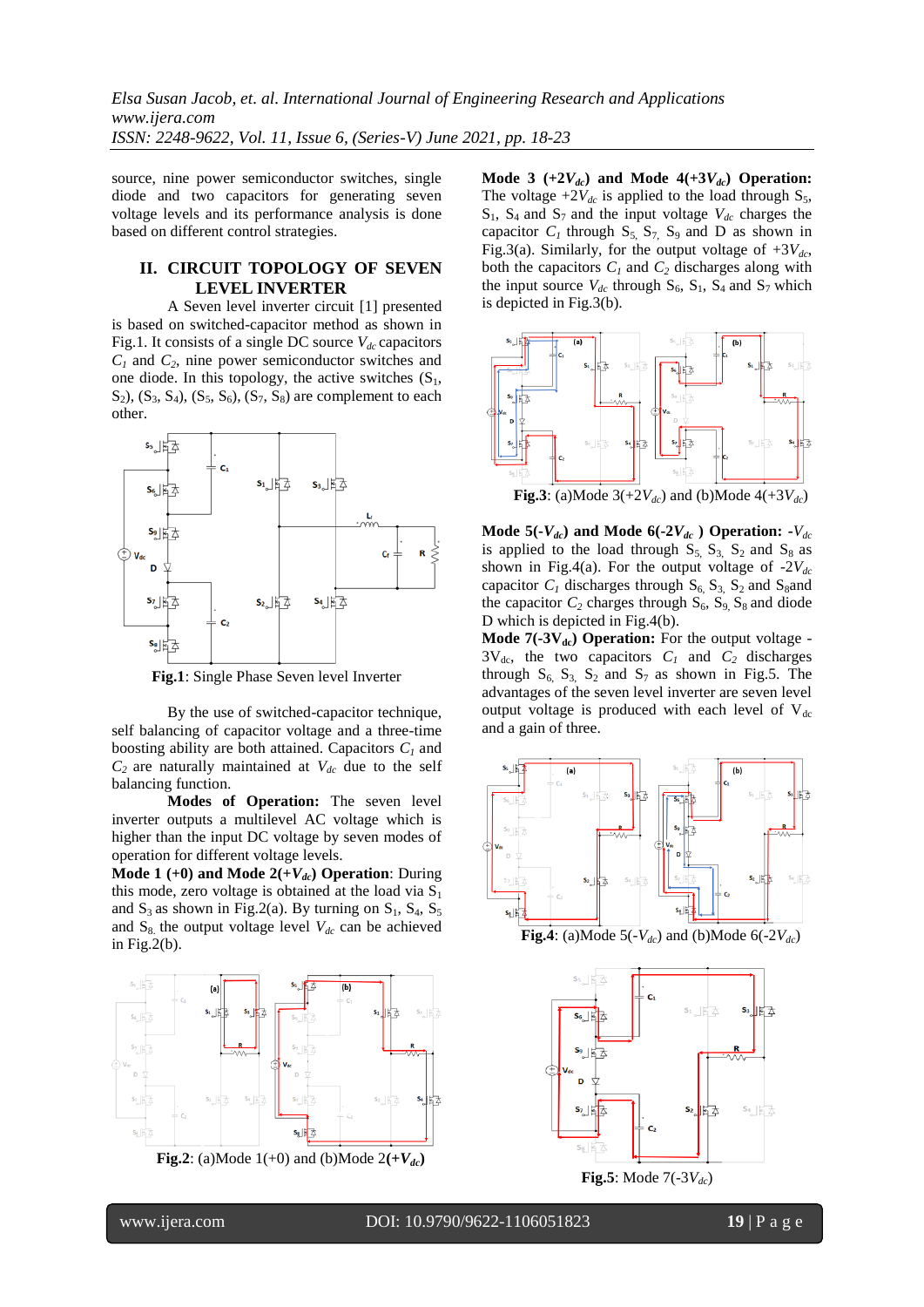source, nine power semiconductor switches, single diode and two capacitors for generating seven voltage levels and its performance analysis is done based on different control strategies.

## II. CIRCUIT TOPOLOGY OF SEVEN LEVEL INVERTER

A Seven level inverter circuit [1] presented is based on switched-capacitor method as shown in Fig.1. It consists of a single DC source $V_{dc}$ capacitors $C_1$ and $C_2$, nine power semiconductor switches and one diode. In this topology, the active switches ($S_1$, $S_2$), ($S_3$, $S_4$), ($S_5$, $S_6$), ($S_7$, $S_8$) are complement to each other.

**Fig.1**: Single Phase Seven level Inverter

By the use of switched-capacitor technique, self balancing of capacitor voltage and a three-time boosting ability are both attained. Capacitors $C_1$ and $C_2$ are naturally maintained at $V_{dc}$ due to the self balancing function.

**Modes of Operation:** The seven level inverter outputs a multilevel AC voltage which is higher than the input DC voltage by seven modes of operation for different voltage levels.

**Mode 1 (+0) and Mode 2(+$V_{dc}$) Operation**: During this mode, zero voltage is obtained at the load via $S_1$ and $S_3$ as shown in Fig.2(a). By turning on $S_1$, $S_4$, $S_5$ and $S_8$ the output voltage level $V_{dc}$ can be achieved in Fig.2(b).

**Fig.2**: (a)Mode 1(+0) and (b)Mode 2**(+$V_{dc}$)**

**Mode 3 (+2$V_{dc}$) and Mode 4(+3$V_{dc}$) Operation:** The voltage +2$V_{dc}$ is applied to the load through $S_5$, $S_1$, $S_4$ and $S_7$ and the input voltage $V_{dc}$ charges the capacitor $C_1$ through $S_5$, $S_7$, $S_9$ and D as shown in Fig.3(a). Similarly, for the output voltage of +3$V_{dc}$, both the capacitors $C_1$ and $C_2$ discharges along with the input source $V_{dc}$ through $S_6$, $S_1$, $S_4$ and $S_7$ which is depicted in Fig.3(b).

**Fig.3**: (a)Mode 3(+2$V_{dc}$) and (b)Mode 4(+3$V_{dc}$)

**Mode 5(-$V_{dc}$) and Mode 6(-2$V_{dc}$) Operation:** -$V_{dc}$ is applied to the load through $S_5$, $S_3$, $S_2$ and $S_8$ as shown in Fig.4(a). For the output voltage of -2$V_{dc}$ capacitor $C_1$ discharges through $S_6$, $S_3$, $S_2$ and $S_8$and the capacitor $C_2$ charges through $S_6$, $S_9$, $S_8$ and diode D which is depicted in Fig.4(b).

**Mode 7(-3$V_{dc}$) Operation:** For the output voltage -3$V_{dc}$, the two capacitors $C_1$ and $C_2$ discharges through $S_6$, $S_3$, $S_2$ and $S_7$ as shown in Fig.5. The advantages of the seven level inverter are seven level output voltage is produced with each level of $V_{dc}$ and a gain of three.

**Fig.4**: (a)Mode 5(-$V_{dc}$) and (b)Mode 6(-2$V_{dc}$)

**Fig.5**: Mode 7(-3$V_{dc}$)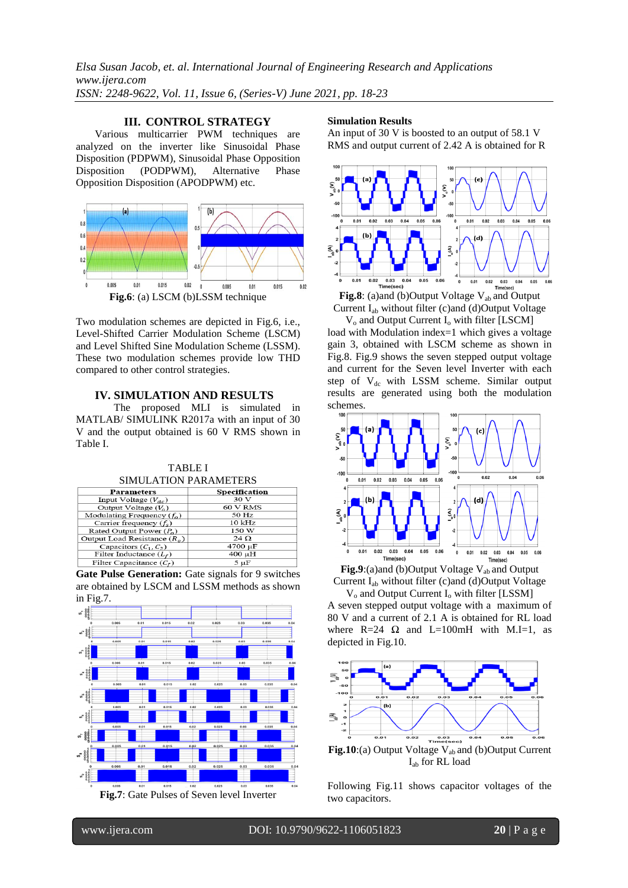## III. CONTROL STRATEGY

Various multicarrier PWM techniques are analyzed on the inverter like Sinusoidal Phase Disposition (PDPWM), Sinusoidal Phase Opposition Disposition (PODPWM), Alternative Phase Opposition Disposition (APODPWM) etc.

**Fig.6**: (a) LSCM (b)LSSM technique

Two modulation schemes are depicted in Fig.6, i.e., Level-Shifted Carrier Modulation Scheme (LSCM) and Level Shifted Sine Modulation Scheme (LSSM). These two modulation schemes provide low THD compared to other control strategies.

## IV. SIMULATION AND RESULTS

The proposed MLI is simulated in MATLAB/ SIMULINK R2017a with an input of 30 V and the output obtained is 60 V RMS shown in Table I.

TABLE I
SIMULATION PARAMETERS

| Parameters | Specification |
|---|---|
| Input Voltage ($V_{dc}$) | 30 V |
| Output Voltage ($V_o$) | 60 V RMS |
| Modulating Frequency ($f_o$) | 50 Hz |
| Carrier frequency ($f_s$) | 10 kHz |
| Rated Output Power ($P_o$) | 150 W |
| Output Load Resistance ($R_o$) | 24 Ω |
| Capacitors ($C_1$, $C_2$) | 4700 μF |
| Filter Inductance ($L_f$) | 400 μH |
| Filter Capacitance ($C_f$) | 5 μF |

**Gate Pulse Generation:** Gate signals for 9 switches are obtained by LSCM and LSSM methods as shown in Fig.7.

**Fig.7**: Gate Pulses of Seven level Inverter

**Simulation Results**

An input of 30 V is boosted to an output of 58.1 V RMS and output current of 2.42 A is obtained for R load with Modulation index=1 which gives a voltage gain 3, obtained with LSCM scheme as shown in Fig.8. Fig.9 shows the seven stepped output voltage and current for the Seven level Inverter with each step of $V_{dc}$ with LSSM scheme. Similar output results are generated using both the modulation schemes.

**Fig.8**: (a)and (b)Output Voltage $V_{ab}$ and Output Current $I_{ab}$ without filter (c)and (d)Output Voltage $V_o$ and Output Current $I_o$ with filter [LSCM]

**Fig.9**:(a)and (b)Output Voltage $V_{ab}$ and Output Current $I_{ab}$ without filter (c)and (d)Output Voltage $V_o$ and Output Current $I_o$ with filter [LSSM]

A seven stepped output voltage with a maximum of 80 V and a current of 2.1 A is obtained for RL load where R=24 Ω and L=100mH with M.I=1, as depicted in Fig.10.

**Fig.10**:(a) Output Voltage $V_{ab}$ and (b)Output Current $I_{ab}$ for RL load

Following Fig.11 shows capacitor voltages of the two capacitors.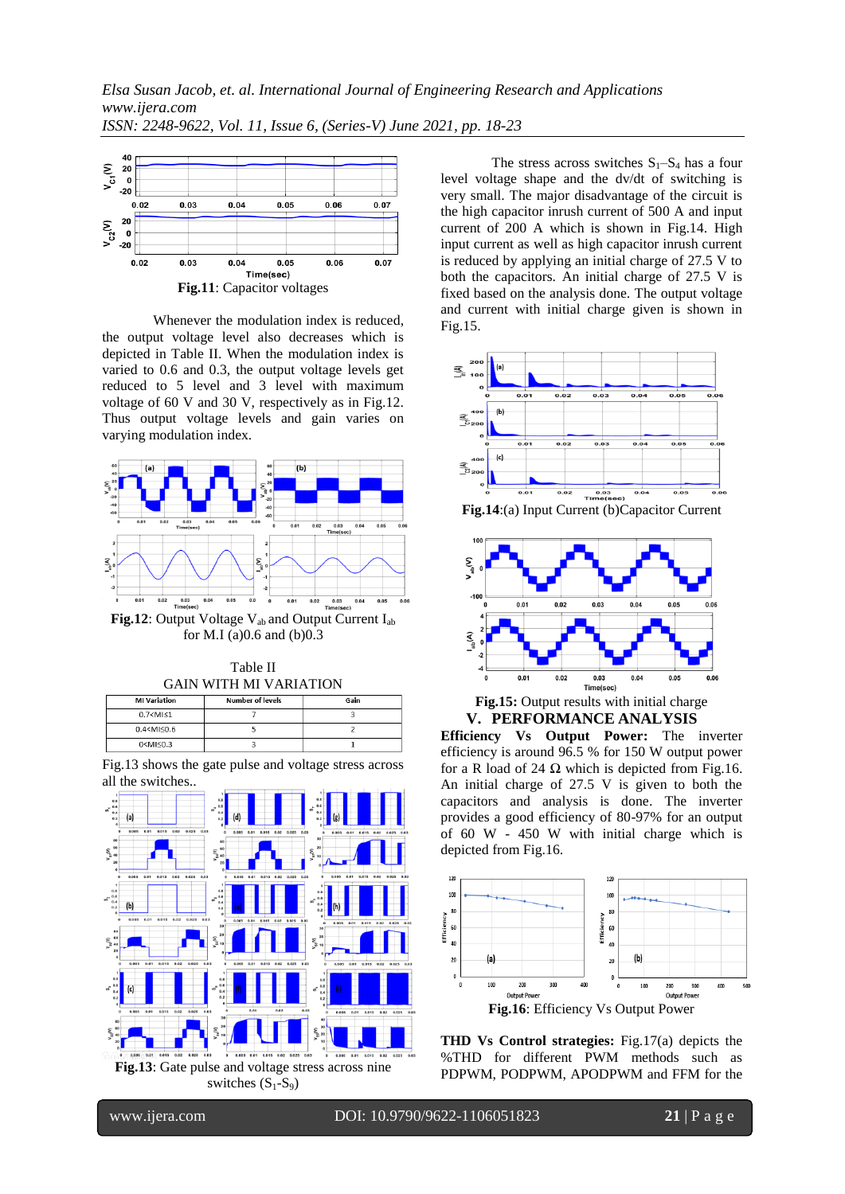**Fig.11**: Capacitor voltages

Whenever the modulation index is reduced, the output voltage level also decreases which is depicted in Table II. When the modulation index is varied to 0.6 and 0.3, the output voltage levels get reduced to 5 level and 3 level with maximum voltage of 60 V and 30 V, respectively as in Fig.12. Thus output voltage levels and gain varies on varying modulation index.

**Fig.12**: Output Voltage $V_{ab}$ and Output Current $I_{ab}$ for M.I (a)0.6 and (b)0.3

Table II
GAIN WITH MI VARIATION

| MI Variation | Number of levels | Gain |
|---|---|---|
| 0.7<MI≤1 | 7 | 3 |
| 0.4<MI≤0.6 | 5 | 2 |
| 0<MI≤0.3 | 3 | 1 |

Fig.13 shows the gate pulse and voltage stress across all the switches..

**Fig.13**: Gate pulse and voltage stress across nine switches ($S_1$-$S_9$)

The stress across switches $S_1$–$S_4$ has a four level voltage shape and the dv/dt of switching is very small. The major disadvantage of the circuit is the high capacitor inrush current of 500 A and input current of 200 A which is shown in Fig.14. High input current as well as high capacitor inrush current is reduced by applying an initial charge of 27.5 V to both the capacitors. An initial charge of 27.5 V is fixed based on the analysis done. The output voltage and current with initial charge given is shown in Fig.15.

**Fig.14**:(a) Input Current (b)Capacitor Current

**Fig.15:** Output results with initial charge

## V. PERFORMANCE ANALYSIS

**Efficiency Vs Output Power:** The inverter efficiency is around 96.5 % for 150 W output power for a R load of 24 Ω which is depicted from Fig.16. An initial charge of 27.5 V is given to both the capacitors and analysis is done. The inverter provides a good efficiency of 80-97% for an output of 60 W - 450 W with initial charge which is depicted from Fig.16.

**Fig.16**: Efficiency Vs Output Power

**THD Vs Control strategies:** Fig.17(a) depicts the %THD for different PWM methods such as PDPWM, PODPWM, APODPWM and FFM for the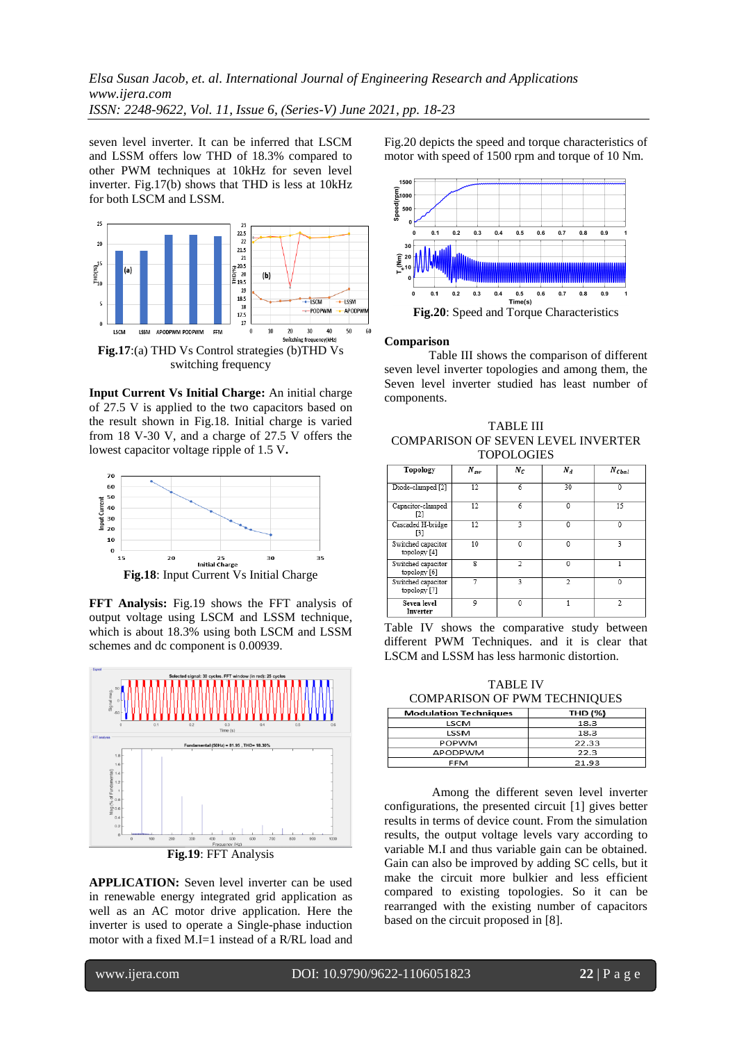seven level inverter. It can be inferred that LSCM and LSSM offers low THD of 18.3% compared to other PWM techniques at 10kHz for seven level inverter. Fig.17(b) shows that THD is less at 10kHz for both LSCM and LSSM.

**Fig.17**:(a) THD Vs Control strategies (b)THD Vs switching frequency

**Input Current Vs Initial Charge:** An initial charge of 27.5 V is applied to the two capacitors based on the result shown in Fig.18. Initial charge is varied from 18 V-30 V, and a charge of 27.5 V offers the lowest capacitor voltage ripple of 1.5 V**.**

**Fig.18**: Input Current Vs Initial Charge

**FFT Analysis:** Fig.19 shows the FFT analysis of output voltage using LSCM and LSSM technique, which is about 18.3% using both LSCM and LSSM schemes and dc component is 0.00939.

**Fig.19**: FFT Analysis

**APPLICATION:** Seven level inverter can be used in renewable energy integrated grid application as well as an AC motor drive application. Here the inverter is used to operate a Single-phase induction motor with a fixed M.I=1 instead of a R/RL load and Fig.20 depicts the speed and torque characteristics of motor with speed of 1500 rpm and torque of 10 Nm.

**Fig.20**: Speed and Torque Characteristics

## Comparison

Table III shows the comparison of different seven level inverter topologies and among them, the Seven level inverter studied has least number of components.

TABLE III
COMPARISON OF SEVEN LEVEL INVERTER TOPOLOGIES

| Topology | $N_{sw}$ | $N_C$ | $N_d$ | $N_{Cbal}$ |
|---|---|---|---|---|
| Diode-clamped [2] | 12 | 6 | 30 | 0 |
| Capacitor-clamped [2] | 12 | 6 | 0 | 15 |
| Cascaded H-bridge [3] | 12 | 3 | 0 | 0 |
| Switched capacitor topology [4] | 10 | 0 | 0 | 3 |
| Switched capacitor topology [6] | 8 | 2 | 0 | 1 |
| Switched capacitor topology [7] | 7 | 3 | 2 | 0 |
| **Seven level Inverter** | 9 | 0 | 1 | 2 |

Table IV shows the comparative study between different PWM Techniques. and it is clear that LSCM and LSSM has less harmonic distortion.

TABLE IV
COMPARISON OF PWM TECHNIQUES

| Modulation Techniques | THD (%) |
|---|---|
| LSCM | 18.3 |
| LSSM | 18.3 |
| POPWM | 22.33 |
| APODPWM | 22.3 |
| FFM | 21.93 |

Among the different seven level inverter configurations, the presented circuit [1] gives better results in terms of device count. From the simulation results, the output voltage levels vary according to variable M.I and thus variable gain can be obtained. Gain can also be improved by adding SC cells, but it make the circuit more bulkier and less efficient compared to existing topologies. So it can be rearranged with the existing number of capacitors based on the circuit proposed in [8].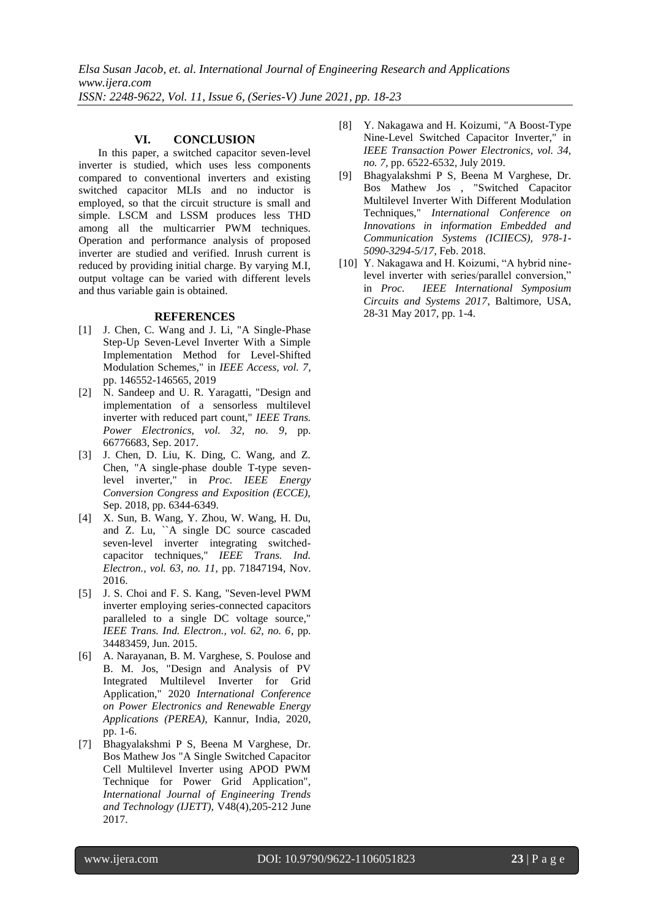## VI. CONCLUSION

In this paper, a switched capacitor seven-level inverter is studied, which uses less components compared to conventional inverters and existing switched capacitor MLIs and no inductor is employed, so that the circuit structure is small and simple. LSCM and LSSM produces less THD among all the multicarrier PWM techniques. Operation and performance analysis of proposed inverter are studied and verified. Inrush current is reduced by providing initial charge. By varying M.I, output voltage can be varied with different levels and thus variable gain is obtained.

## REFERENCES

[1] J. Chen, C. Wang and J. Li, "A Single-Phase Step-Up Seven-Level Inverter With a Simple Implementation Method for Level-Shifted Modulation Schemes," in *IEEE Access, vol. 7*, pp. 146552-146565, 2019

[2] N. Sandeep and U. R. Yaragatti, "Design and implementation of a sensorless multilevel inverter with reduced part count," *IEEE Trans. Power Electronics, vol. 32, no. 9*, pp. 66776683, Sep. 2017.

[3] J. Chen, D. Liu, K. Ding, C. Wang, and Z. Chen, "A single-phase double T-type seven-level inverter," in *Proc. IEEE Energy Conversion Congress and Exposition (ECCE)*, Sep. 2018, pp. 6344-6349.

[4] X. Sun, B. Wang, Y. Zhou, W. Wang, H. Du, and Z. Lu, ``A single DC source cascaded seven-level inverter integrating switched-capacitor techniques," *IEEE Trans. Ind. Electron., vol. 63, no. 11*, pp. 71847194, Nov. 2016.

[5] J. S. Choi and F. S. Kang, "Seven-level PWM inverter employing series-connected capacitors paralleled to a single DC voltage source," *IEEE Trans. Ind. Electron., vol. 62, no. 6*, pp. 34483459, Jun. 2015.

[6] A. Narayanan, B. M. Varghese, S. Poulose and B. M. Jos, "Design and Analysis of PV Integrated Multilevel Inverter for Grid Application," 2020 *International Conference on Power Electronics and Renewable Energy Applications (PEREA)*, Kannur, India, 2020, pp. 1-6.

[7] Bhagyalakshmi P S, Beena M Varghese, Dr. Bos Mathew Jos "A Single Switched Capacitor Cell Multilevel Inverter using APOD PWM Technique for Power Grid Application", *International Journal of Engineering Trends and Technology (IJETT)*, V48(4),205-212 June 2017.

[8] Y. Nakagawa and H. Koizumi, "A Boost-Type Nine-Level Switched Capacitor Inverter," in *IEEE Transaction Power Electronics, vol. 34, no. 7*, pp. 6522-6532, July 2019.

[9] Bhagyalakshmi P S, Beena M Varghese, Dr. Bos Mathew Jos , "Switched Capacitor Multilevel Inverter With Different Modulation Techniques," *International Conference on Innovations in information Embedded and Communication Systems (ICIIECS), 978-1-5090-3294-5/17*, Feb. 2018.

[10] Y. Nakagawa and H. Koizumi, "A hybrid nine-level inverter with series/parallel conversion," in *Proc. IEEE International Symposium Circuits and Systems 2017*, Baltimore, USA, 28-31 May 2017, pp. 1-4.